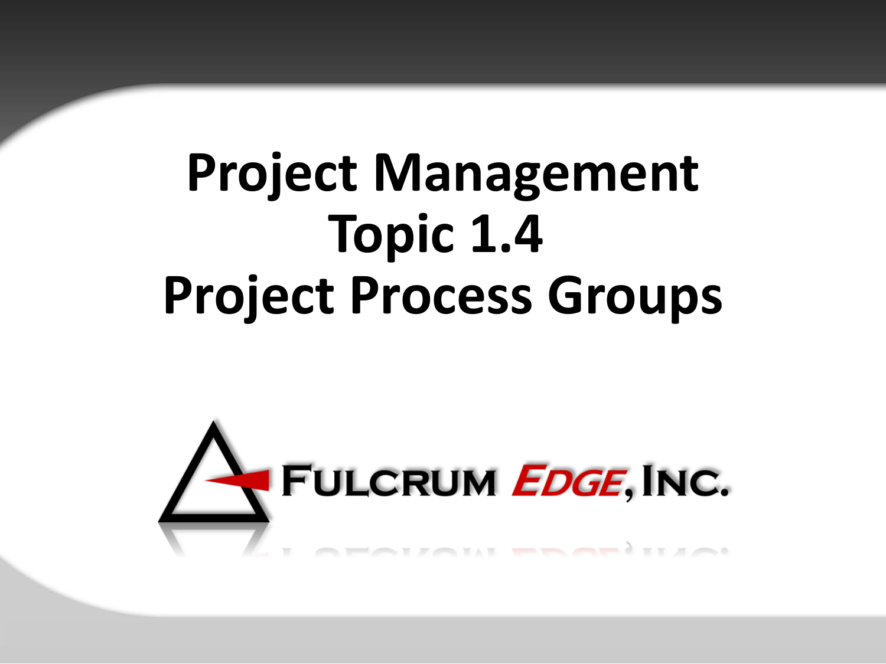# Project Management Topic 1.4 Project Process Groups

FULCRUM *EDGE*, INC.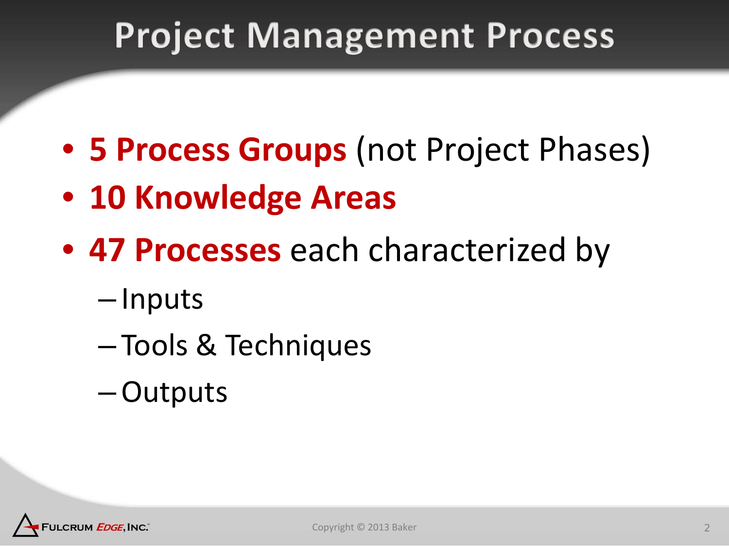# Project Management Process

- **5 Process Groups** (not Project Phases)
- **10 Knowledge Areas**
- **47 Processes** each characterized by
  - Inputs
  - Tools & Techniques
  - Outputs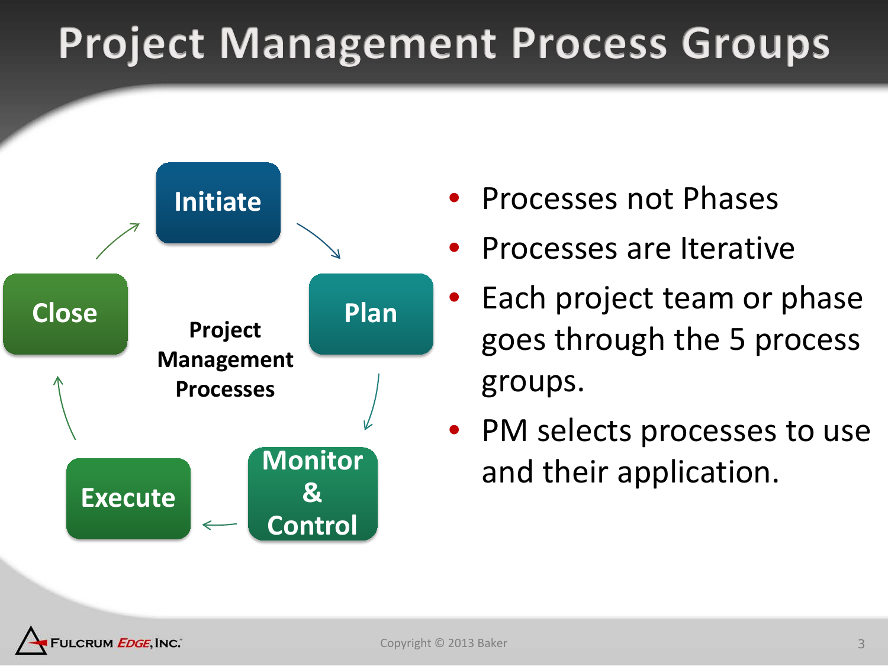# Project Management Process Groups

**Project Management Processes**

- Initiate
- Plan
- Monitor & Control
- Execute
- Close

- Processes not Phases
- Processes are Iterative
- Each project team or phase goes through the 5 process groups.
- PM selects processes to use and their application.

Copyright © 2013 Baker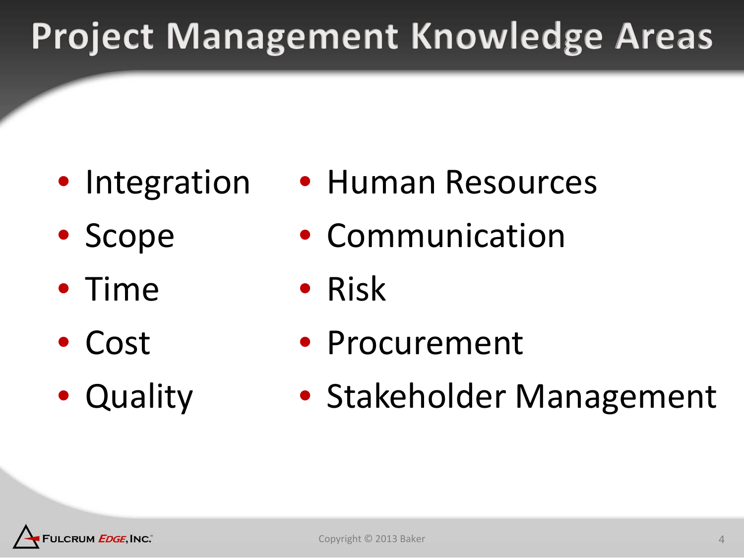# Project Management Knowledge Areas

- Integration
- Scope
- Time
- Cost
- Quality
- Human Resources
- Communication
- Risk
- Procurement
- Stakeholder Management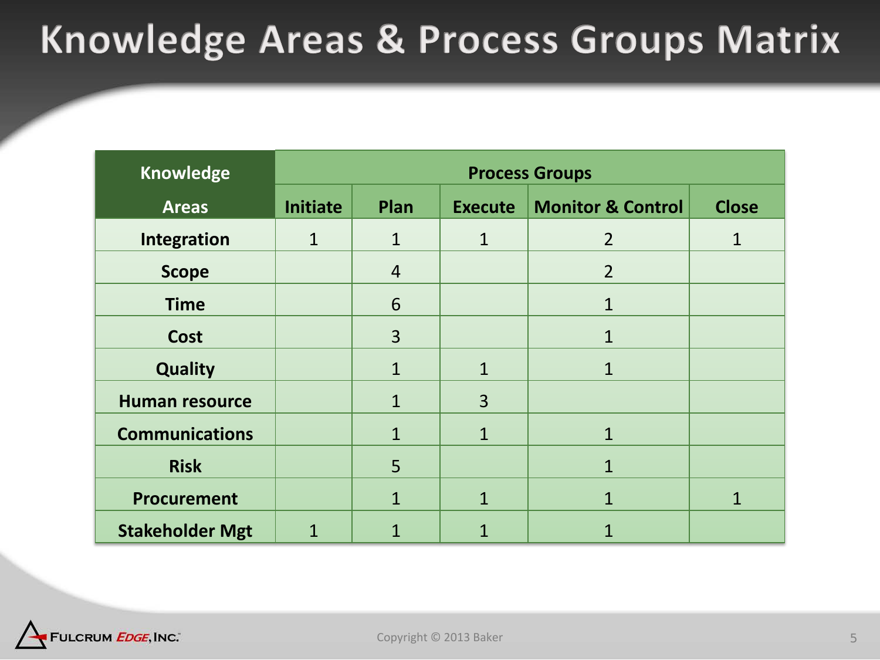# Knowledge Areas & Process Groups Matrix

| Knowledge Areas | Process Groups | | | | |
|---|---|---|---|---|---|
| | Initiate | Plan | Execute | Monitor & Control | Close |
| **Integration** | 1 | 1 | 1 | 2 | 1 |
| **Scope** | | 4 | | 2 | |
| **Time** | | 6 | | 1 | |
| **Cost** | | 3 | | 1 | |
| **Quality** | | 1 | 1 | 1 | |
| **Human resource** | | 1 | 3 | | |
| **Communications** | | 1 | 1 | 1 | |
| **Risk** | | 5 | | 1 | |
| **Procurement** | | 1 | 1 | 1 | 1 |
| **Stakeholder Mgt** | 1 | 1 | 1 | 1 | |

Copyright © 2013 Baker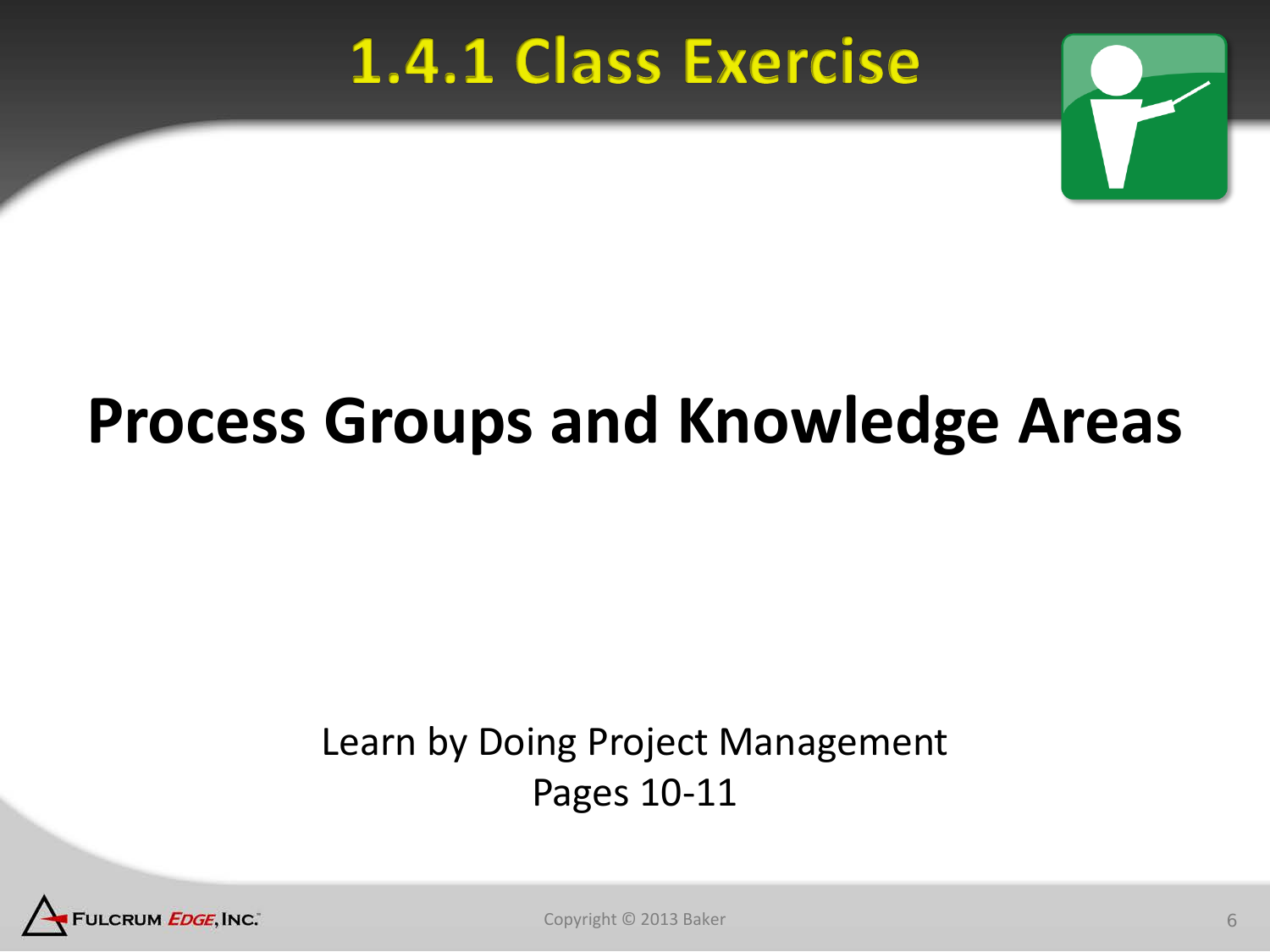# 1.4.1 Class Exercise

## Process Groups and Knowledge Areas

Learn by Doing Project Management
Pages 10-11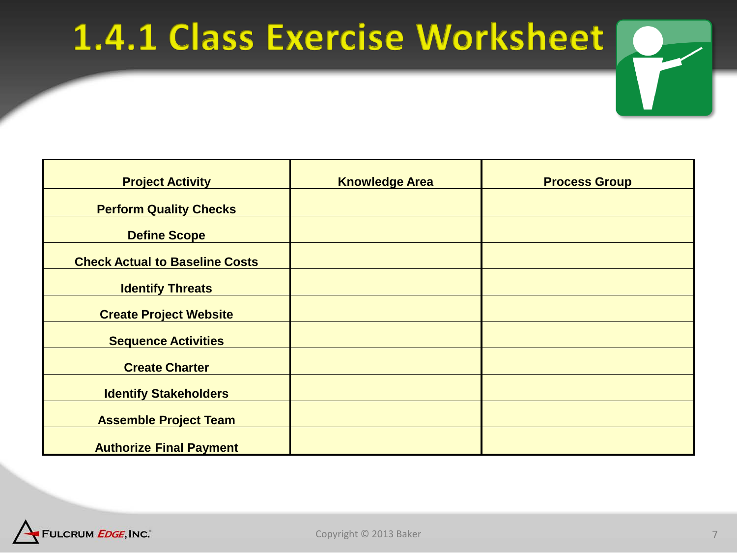# 1.4.1 Class Exercise Worksheet

| Project Activity | Knowledge Area | Process Group |
|---|---|---|
| Perform Quality Checks | | |
| Define Scope | | |
| Check Actual to Baseline Costs | | |
| Identify Threats | | |
| Create Project Website | | |
| Sequence Activities | | |
| Create Charter | | |
| Identify Stakeholders | | |
| Assemble Project Team | | |
| Authorize Final Payment | | |

Copyright © 2013 Baker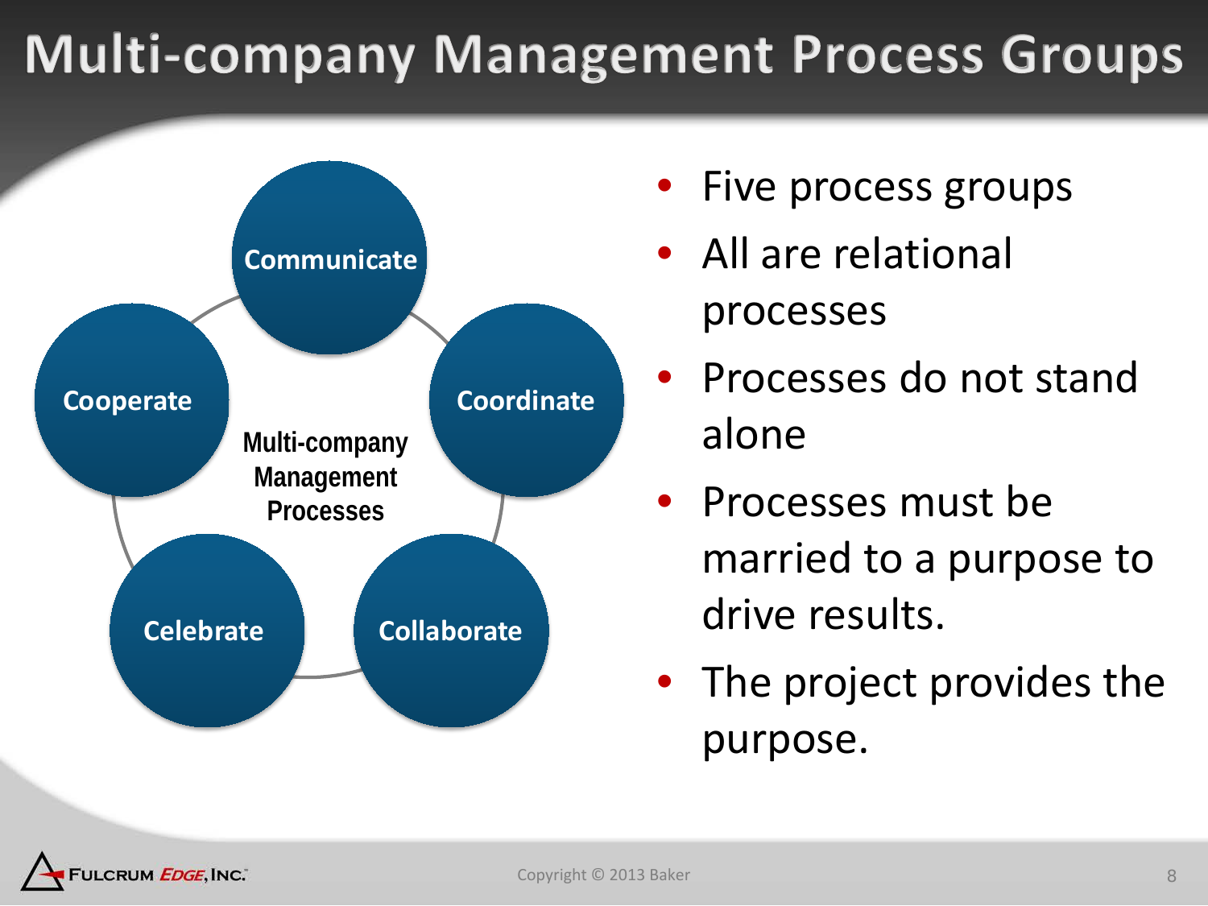# Multi-company Management Process Groups

Multi-company Management Processes

- Communicate
- Coordinate
- Collaborate
- Celebrate
- Cooperate

- Five process groups
- All are relational processes
- Processes do not stand alone
- Processes must be married to a purpose to drive results.
- The project provides the purpose.

FULCRUM EDGE, INC.

Copyright © 2013 Baker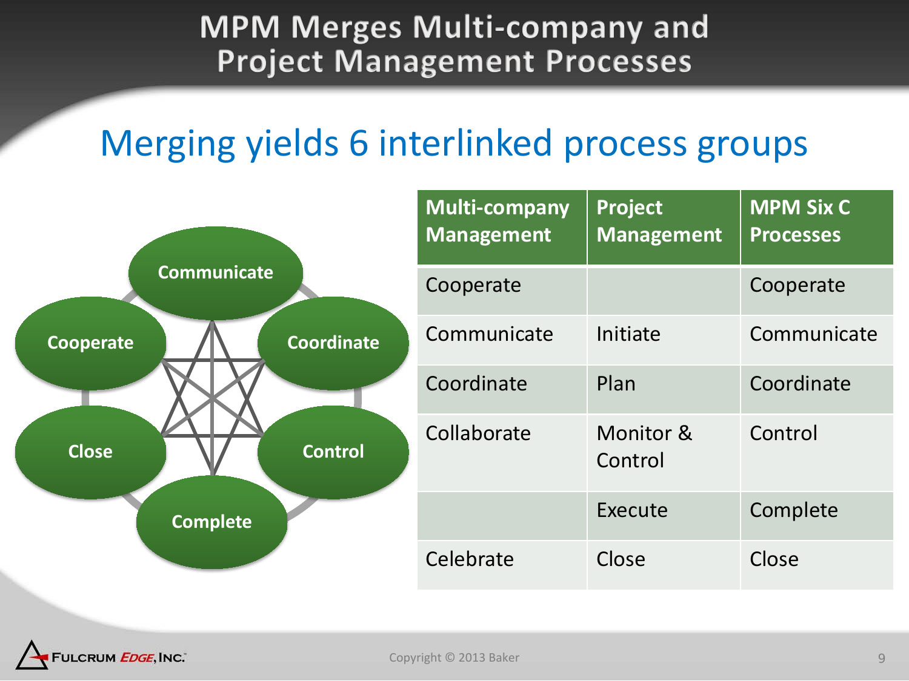# MPM Merges Multi-company and Project Management Processes

## Merging yields 6 interlinked process groups

Communicate, Coordinate, Control, Complete, Close, Cooperate

| Multi-company Management | Project Management | MPM Six C Processes |
| --- | --- | --- |
| Cooperate | | Cooperate |
| Communicate | Initiate | Communicate |
| Coordinate | Plan | Coordinate |
| Collaborate | Monitor & Control | Control |
| | Execute | Complete |
| Celebrate | Close | Close |

Fulcrum Edge, Inc.

Copyright © 2013 Baker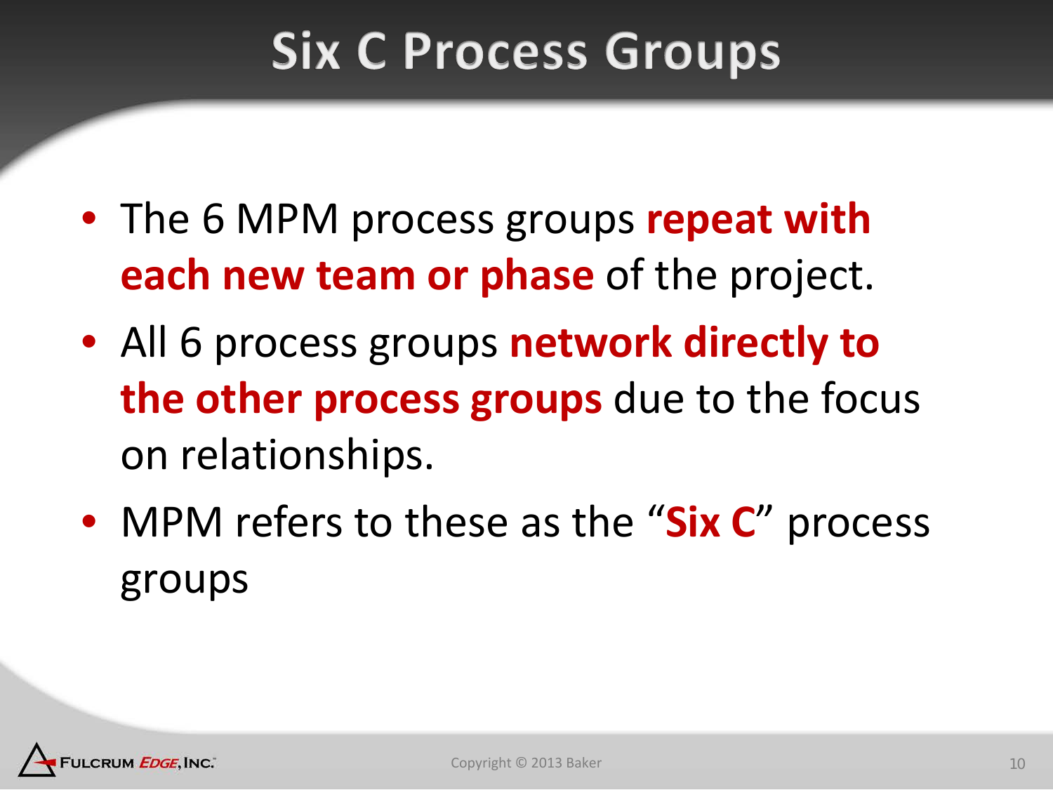# Six C Process Groups

- The 6 MPM process groups **repeat with each new team or phase** of the project.
- All 6 process groups **network directly to the other process groups** due to the focus on relationships.
- MPM refers to these as the "**Six C**" process groups